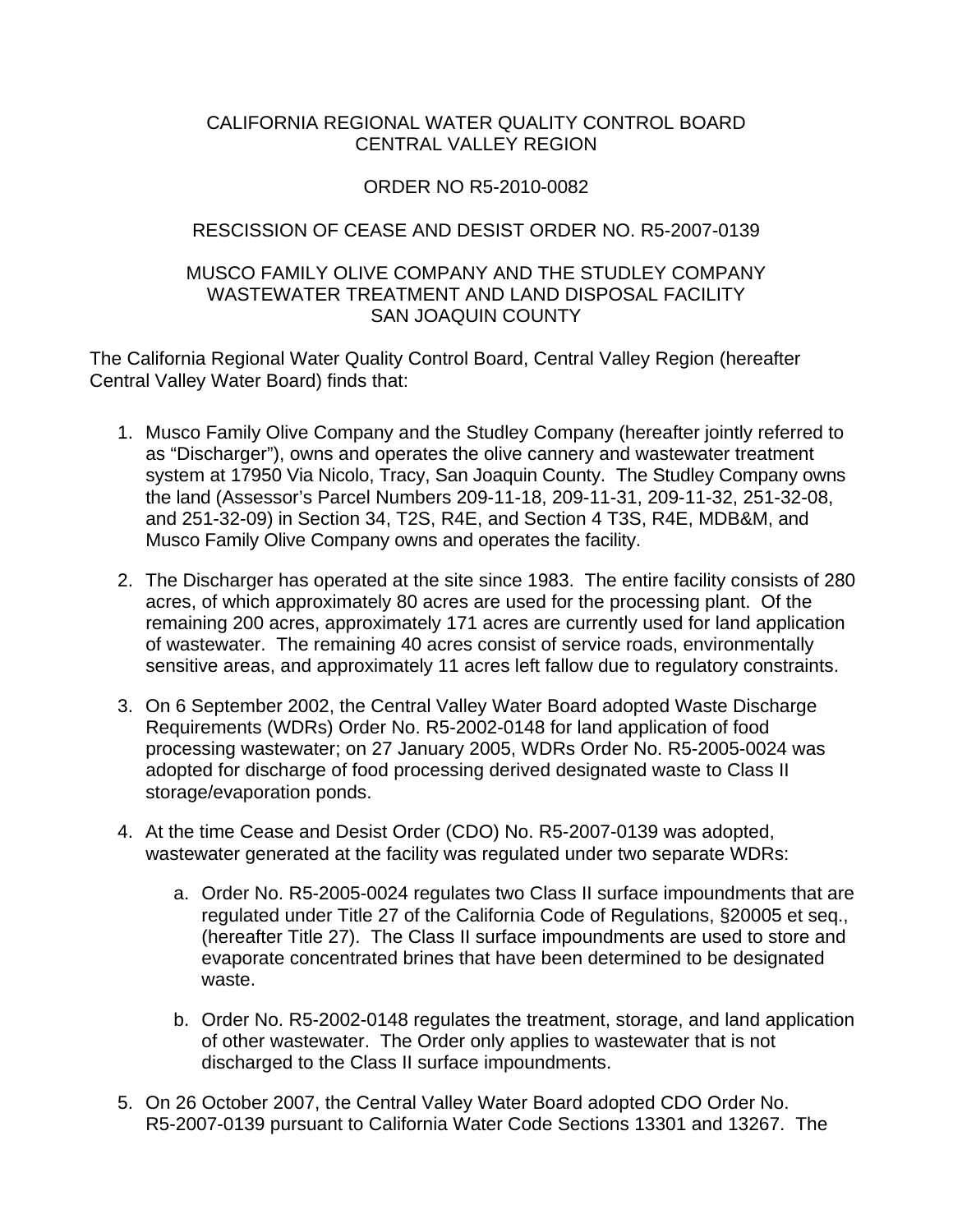# CALIFORNIA REGIONAL WATER QUALITY CONTROL BOARD
# CENTRAL VALLEY REGION

## ORDER NO R5-2010-0082

## RESCISSION OF CEASE AND DESIST ORDER NO. R5-2007-0139

## MUSCO FAMILY OLIVE COMPANY AND THE STUDLEY COMPANY
## WASTEWATER TREATMENT AND LAND DISPOSAL FACILITY
## SAN JOAQUIN COUNTY

The California Regional Water Quality Control Board, Central Valley Region (hereafter Central Valley Water Board) finds that:

1. Musco Family Olive Company and the Studley Company (hereafter jointly referred to as "Discharger"), owns and operates the olive cannery and wastewater treatment system at 17950 Via Nicolo, Tracy, San Joaquin County. The Studley Company owns the land (Assessor's Parcel Numbers 209-11-18, 209-11-31, 209-11-32, 251-32-08, and 251-32-09) in Section 34, T2S, R4E, and Section 4 T3S, R4E, MDB&M, and Musco Family Olive Company owns and operates the facility.

2. The Discharger has operated at the site since 1983. The entire facility consists of 280 acres, of which approximately 80 acres are used for the processing plant. Of the remaining 200 acres, approximately 171 acres are currently used for land application of wastewater. The remaining 40 acres consist of service roads, environmentally sensitive areas, and approximately 11 acres left fallow due to regulatory constraints.

3. On 6 September 2002, the Central Valley Water Board adopted Waste Discharge Requirements (WDRs) Order No. R5-2002-0148 for land application of food processing wastewater; on 27 January 2005, WDRs Order No. R5-2005-0024 was adopted for discharge of food processing derived designated waste to Class II storage/evaporation ponds.

4. At the time Cease and Desist Order (CDO) No. R5-2007-0139 was adopted, wastewater generated at the facility was regulated under two separate WDRs:

    a. Order No. R5-2005-0024 regulates two Class II surface impoundments that are regulated under Title 27 of the California Code of Regulations, §20005 et seq., (hereafter Title 27). The Class II surface impoundments are used to store and evaporate concentrated brines that have been determined to be designated waste.

    b. Order No. R5-2002-0148 regulates the treatment, storage, and land application of other wastewater. The Order only applies to wastewater that is not discharged to the Class II surface impoundments.

5. On 26 October 2007, the Central Valley Water Board adopted CDO Order No. R5-2007-0139 pursuant to California Water Code Sections 13301 and 13267. The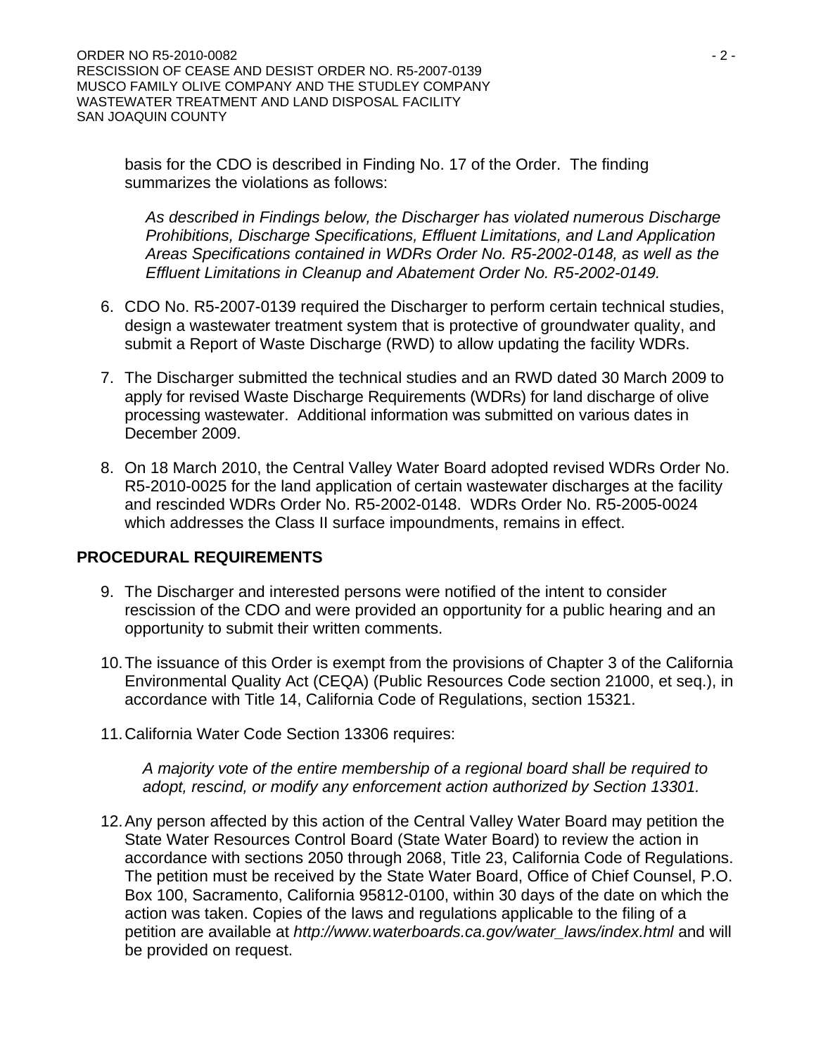basis for the CDO is described in Finding No. 17 of the Order. The finding summarizes the violations as follows:

> *As described in Findings below, the Discharger has violated numerous Discharge Prohibitions, Discharge Specifications, Effluent Limitations, and Land Application Areas Specifications contained in WDRs Order No. R5-2002-0148, as well as the Effluent Limitations in Cleanup and Abatement Order No. R5-2002-0149.*

6. CDO No. R5-2007-0139 required the Discharger to perform certain technical studies, design a wastewater treatment system that is protective of groundwater quality, and submit a Report of Waste Discharge (RWD) to allow updating the facility WDRs.

7. The Discharger submitted the technical studies and an RWD dated 30 March 2009 to apply for revised Waste Discharge Requirements (WDRs) for land discharge of olive processing wastewater. Additional information was submitted on various dates in December 2009.

8. On 18 March 2010, the Central Valley Water Board adopted revised WDRs Order No. R5-2010-0025 for the land application of certain wastewater discharges at the facility and rescinded WDRs Order No. R5-2002-0148. WDRs Order No. R5-2005-0024 which addresses the Class II surface impoundments, remains in effect.

## PROCEDURAL REQUIREMENTS

9. The Discharger and interested persons were notified of the intent to consider rescission of the CDO and were provided an opportunity for a public hearing and an opportunity to submit their written comments.

10. The issuance of this Order is exempt from the provisions of Chapter 3 of the California Environmental Quality Act (CEQA) (Public Resources Code section 21000, et seq.), in accordance with Title 14, California Code of Regulations, section 15321.

11. California Water Code Section 13306 requires:

    > *A majority vote of the entire membership of a regional board shall be required to adopt, rescind, or modify any enforcement action authorized by Section 13301.*

12. Any person affected by this action of the Central Valley Water Board may petition the State Water Resources Control Board (State Water Board) to review the action in accordance with sections 2050 through 2068, Title 23, California Code of Regulations. The petition must be received by the State Water Board, Office of Chief Counsel, P.O. Box 100, Sacramento, California 95812-0100, within 30 days of the date on which the action was taken. Copies of the laws and regulations applicable to the filing of a petition are available at *http://www.waterboards.ca.gov/water_laws/index.html* and will be provided on request.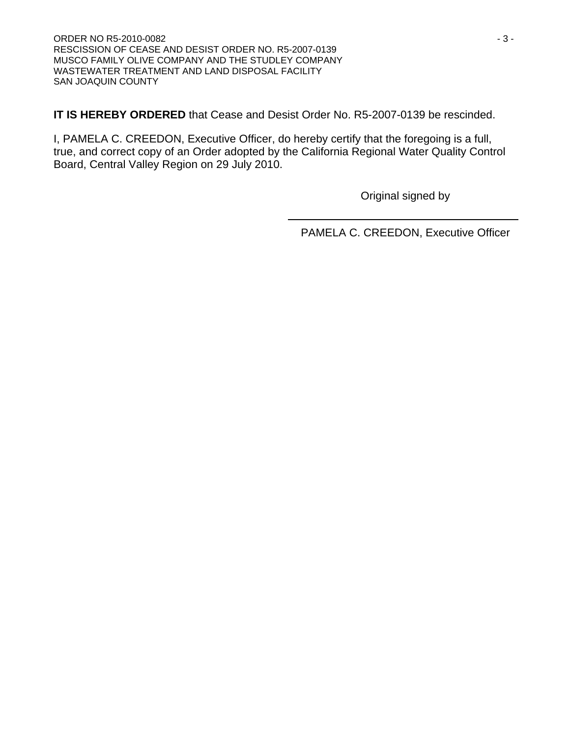**IT IS HEREBY ORDERED** that Cease and Desist Order No. R5-2007-0139 be rescinded.

I, PAMELA C. CREEDON, Executive Officer, do hereby certify that the foregoing is a full, true, and correct copy of an Order adopted by the California Regional Water Quality Control Board, Central Valley Region on 29 July 2010.

Original signed by

PAMELA C. CREEDON, Executive Officer